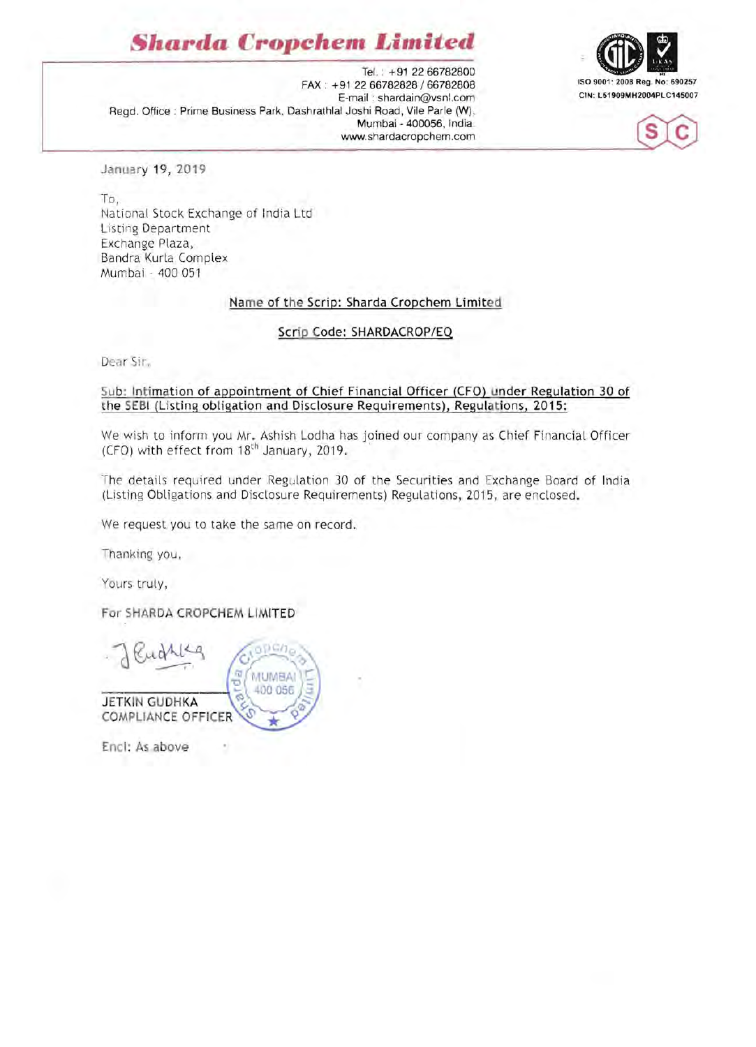# Sharda Cropchem Limited

Tel. : +91 22 66782800
FAX : +91 22 66782828 / 66782808
E-mail : shardain@vsnl.com
Regd. Office : Prime Business Park, Dashrathlal Joshi Road, Vile Parle (W),
Mumbai - 400056, India.
www.shardacropchem.com

ISO 9001: 2008 Reg. No: 690257
CIN: L51909MH2004PLC145007

January 19, 2019

To,
National Stock Exchange of India Ltd
Listing Department
Exchange Plaza,
Bandra Kurla Complex
Mumbai - 400 051

**Name of the Scrip: Sharda Cropchem Limited**

**Scrip Code: SHARDACROP/EQ**

Dear Sir,

**Sub: Intimation of appointment of Chief Financial Officer (CFO) under Regulation 30 of the SEBI (Listing obligation and Disclosure Requirements), Regulations, 2015:**

We wish to inform you Mr. Ashish Lodha has joined our company as Chief Financial Officer (CFO) with effect from 18th January, 2019.

The details required under Regulation 30 of the Securities and Exchange Board of India (Listing Obligations and Disclosure Requirements) Regulations, 2015, are enclosed.

We request you to take the same on record.

Thanking you,

Yours truly,

For SHARDA CROPCHEM LIMITED

JETKIN GUDHKA
COMPLIANCE OFFICER

Encl: As above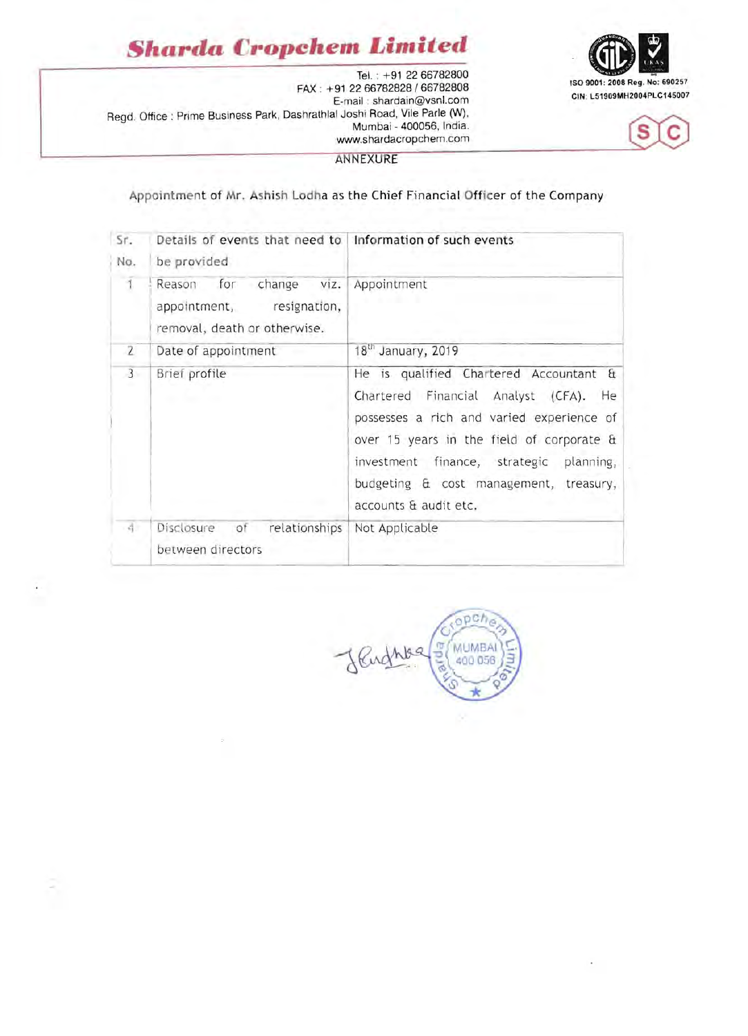# Sharda Cropchem Limited

Tel. : +91 22 66782800
FAX : +91 22 66782828 / 66782808
E-mail : shardain@vsnl.com
Regd. Office : Prime Business Park, Dashrathlal Joshi Road, Vile Parle (W), Mumbai - 400056, India.
www.shardacropchem.com

ISO 9001: 2008 Reg. No: 690257
CIN: L51909MH2004PLC145007

ANNEXURE

Appointment of Mr. Ashish Lodha as the Chief Financial Officer of the Company

| Sr. No. | Details of events that need to be provided | Information of such events |
|---|---|---|
| 1 | Reason for change viz. appointment, resignation, removal, death or otherwise. | Appointment |
| 2 | Date of appointment | 18th January, 2019 |
| 3 | Brief profile | He is qualified Chartered Accountant & Chartered Financial Analyst (CFA). He possesses a rich and varied experience of over 15 years in the field of corporate & investment finance, strategic planning, budgeting & cost management, treasury, accounts & audit etc. |
| 4 | Disclosure of relationships between directors | Not Applicable |